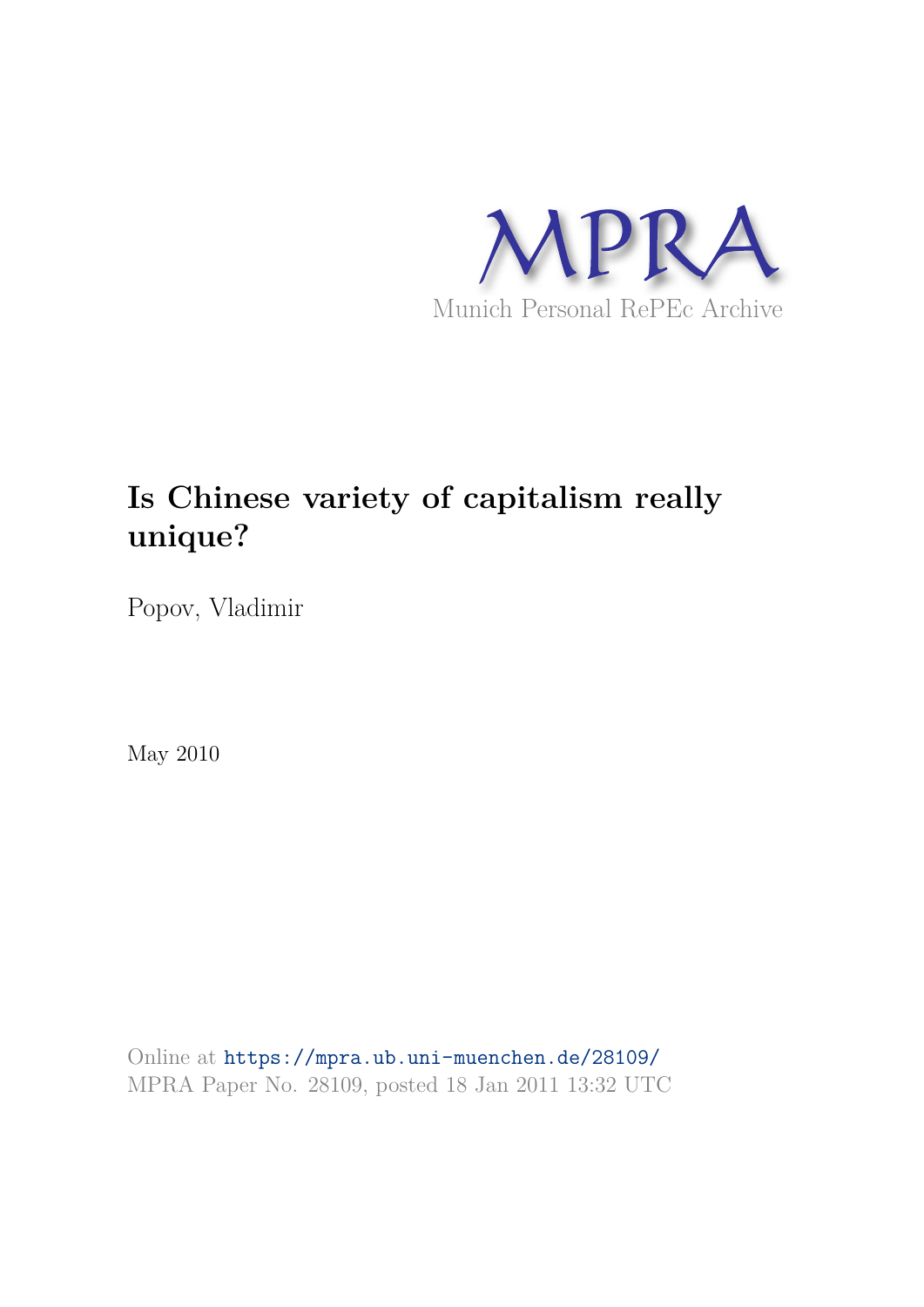MPRA

Munich Personal RePEc Archive

# Is Chinese variety of capitalism really unique?

Popov, Vladimir

May 2010

Online at https://mpra.ub.uni-muenchen.de/28109/
MPRA Paper No. 28109, posted 18 Jan 2011 13:32 UTC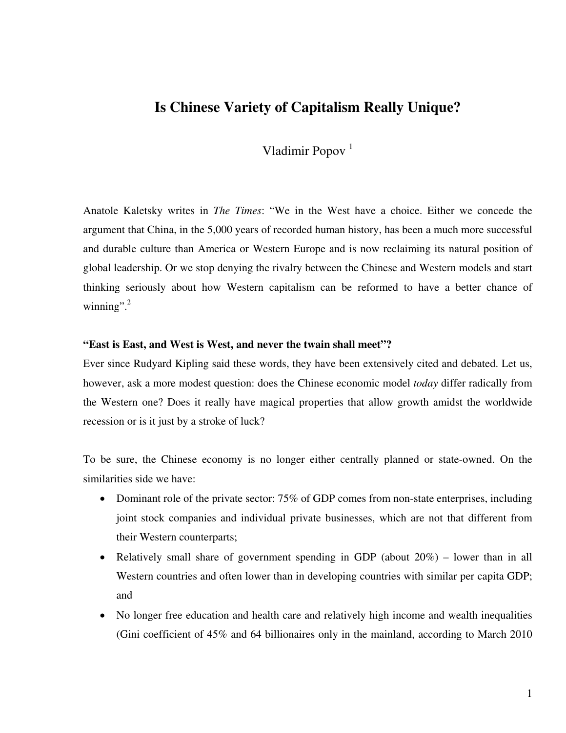# Is Chinese Variety of Capitalism Really Unique?

Vladimir Popov [1]

Anatole Kaletsky writes in *The Times*: "We in the West have a choice. Either we concede the argument that China, in the 5,000 years of recorded human history, has been a much more successful and durable culture than America or Western Europe and is now reclaiming its natural position of global leadership. Or we stop denying the rivalry between the Chinese and Western models and start thinking seriously about how Western capitalism can be reformed to have a better chance of winning".[2]

**"East is East, and West is West, and never the twain shall meet"?**

Ever since Rudyard Kipling said these words, they have been extensively cited and debated. Let us, however, ask a more modest question: does the Chinese economic model *today* differ radically from the Western one? Does it really have magical properties that allow growth amidst the worldwide recession or is it just by a stroke of luck?

To be sure, the Chinese economy is no longer either centrally planned or state-owned. On the similarities side we have:

- Dominant role of the private sector: 75% of GDP comes from non-state enterprises, including joint stock companies and individual private businesses, which are not that different from their Western counterparts;
- Relatively small share of government spending in GDP (about 20%) – lower than in all Western countries and often lower than in developing countries with similar per capita GDP; and
- No longer free education and health care and relatively high income and wealth inequalities (Gini coefficient of 45% and 64 billionaires only in the mainland, according to March 2010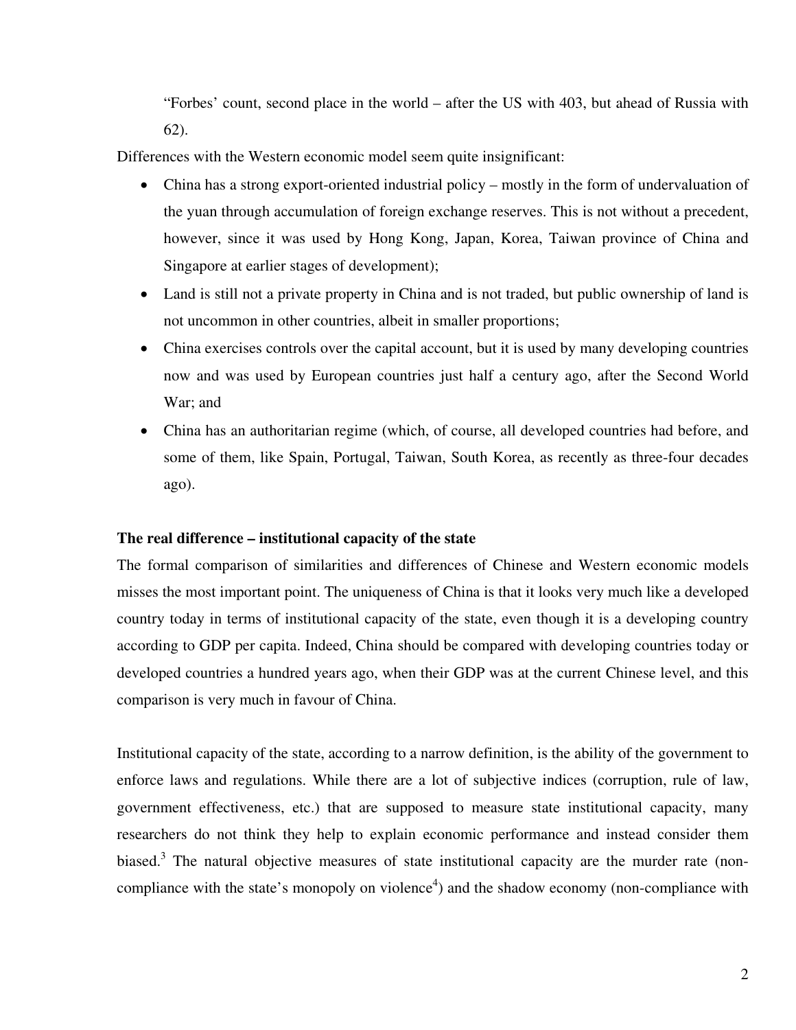"Forbes' count, second place in the world – after the US with 403, but ahead of Russia with 62).

Differences with the Western economic model seem quite insignificant:

- China has a strong export-oriented industrial policy – mostly in the form of undervaluation of the yuan through accumulation of foreign exchange reserves. This is not without a precedent, however, since it was used by Hong Kong, Japan, Korea, Taiwan province of China and Singapore at earlier stages of development);
- Land is still not a private property in China and is not traded, but public ownership of land is not uncommon in other countries, albeit in smaller proportions;
- China exercises controls over the capital account, but it is used by many developing countries now and was used by European countries just half a century ago, after the Second World War; and
- China has an authoritarian regime (which, of course, all developed countries had before, and some of them, like Spain, Portugal, Taiwan, South Korea, as recently as three-four decades ago).

**The real difference – institutional capacity of the state**

The formal comparison of similarities and differences of Chinese and Western economic models misses the most important point. The uniqueness of China is that it looks very much like a developed country today in terms of institutional capacity of the state, even though it is a developing country according to GDP per capita. Indeed, China should be compared with developing countries today or developed countries a hundred years ago, when their GDP was at the current Chinese level, and this comparison is very much in favour of China.

Institutional capacity of the state, according to a narrow definition, is the ability of the government to enforce laws and regulations. While there are a lot of subjective indices (corruption, rule of law, government effectiveness, etc.) that are supposed to measure state institutional capacity, many researchers do not think they help to explain economic performance and instead consider them biased.[3] The natural objective measures of state institutional capacity are the murder rate (non-compliance with the state's monopoly on violence[4]) and the shadow economy (non-compliance with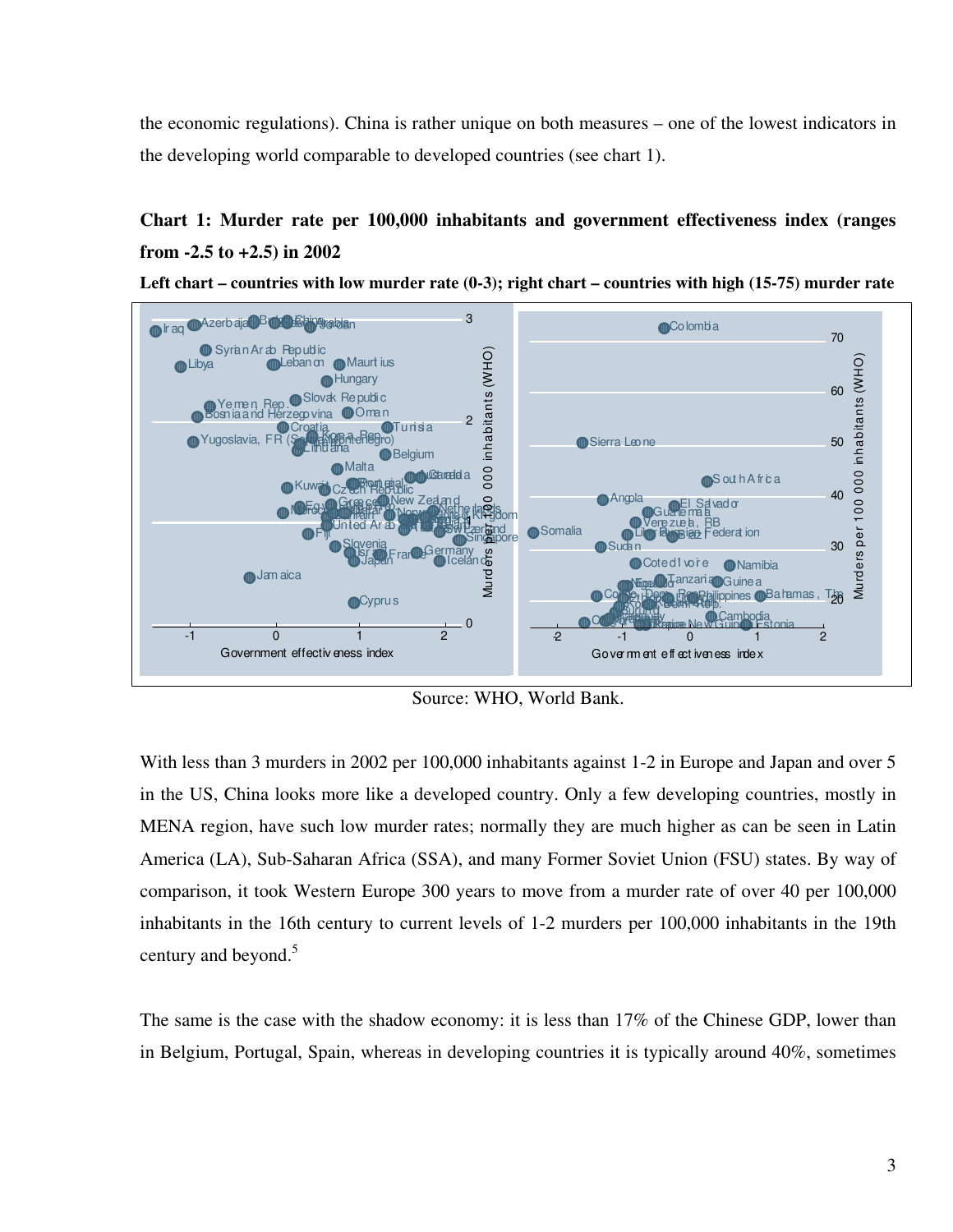the economic regulations). China is rather unique on both measures – one of the lowest indicators in the developing world comparable to developed countries (see chart 1).

**Chart 1: Murder rate per 100,000 inhabitants and government effectiveness index (ranges from -2.5 to +2.5) in 2002**

**Left chart – countries with low murder rate (0-3); right chart – countries with high (15-75) murder rate**

Source: WHO, World Bank.

With less than 3 murders in 2002 per 100,000 inhabitants against 1-2 in Europe and Japan and over 5 in the US, China looks more like a developed country. Only a few developing countries, mostly in MENA region, have such low murder rates; normally they are much higher as can be seen in Latin America (LA), Sub-Saharan Africa (SSA), and many Former Soviet Union (FSU) states. By way of comparison, it took Western Europe 300 years to move from a murder rate of over 40 per 100,000 inhabitants in the 16th century to current levels of 1-2 murders per 100,000 inhabitants in the 19th century and beyond.[5]

The same is the case with the shadow economy: it is less than 17% of the Chinese GDP, lower than in Belgium, Portugal, Spain, whereas in developing countries it is typically around 40%, sometimes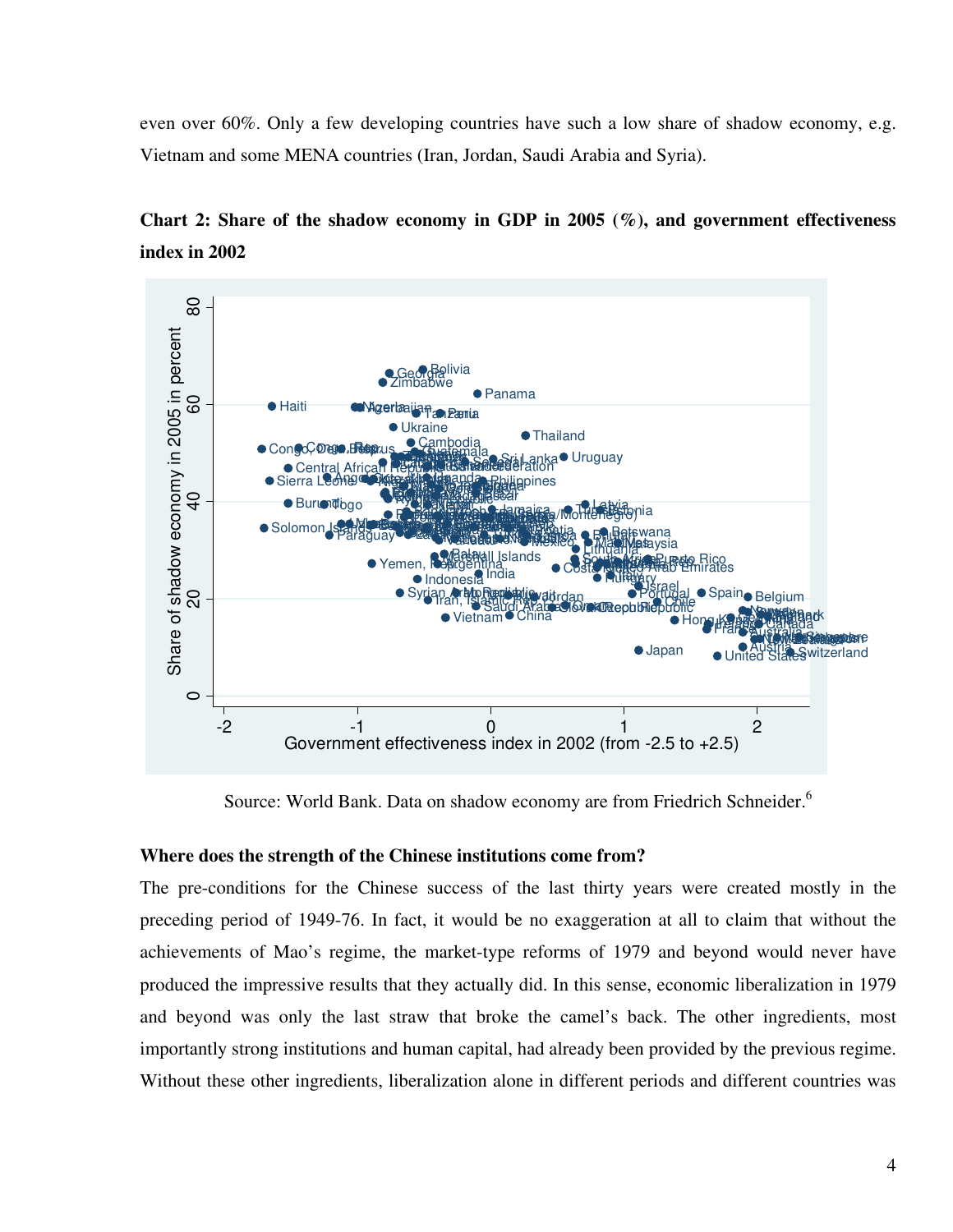even over 60%. Only a few developing countries have such a low share of shadow economy, e.g. Vietnam and some MENA countries (Iran, Jordan, Saudi Arabia and Syria).

**Chart 2: Share of the shadow economy in GDP in 2005 (%), and government effectiveness index in 2002**

Source: World Bank. Data on shadow economy are from Friedrich Schneider.[6]

**Where does the strength of the Chinese institutions come from?**

The pre-conditions for the Chinese success of the last thirty years were created mostly in the preceding period of 1949-76. In fact, it would be no exaggeration at all to claim that without the achievements of Mao's regime, the market-type reforms of 1979 and beyond would never have produced the impressive results that they actually did. In this sense, economic liberalization in 1979 and beyond was only the last straw that broke the camel's back. The other ingredients, most importantly strong institutions and human capital, had already been provided by the previous regime. Without these other ingredients, liberalization alone in different periods and different countries was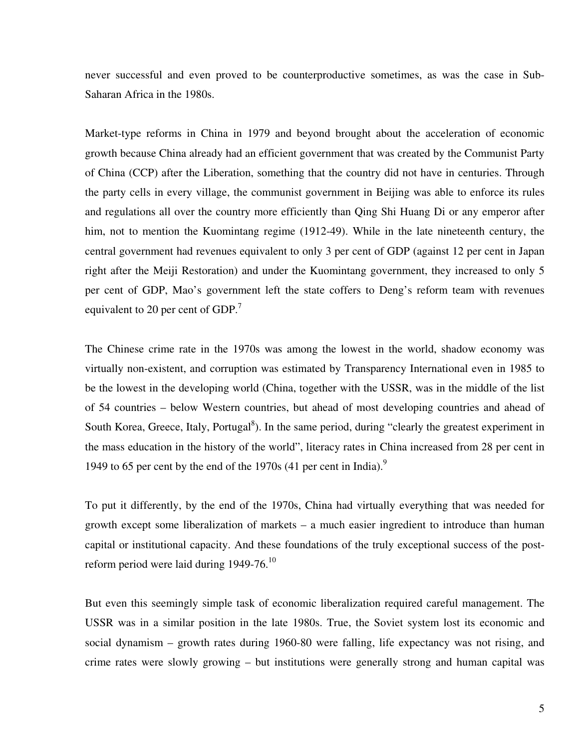never successful and even proved to be counterproductive sometimes, as was the case in Sub-Saharan Africa in the 1980s.

Market-type reforms in China in 1979 and beyond brought about the acceleration of economic growth because China already had an efficient government that was created by the Communist Party of China (CCP) after the Liberation, something that the country did not have in centuries. Through the party cells in every village, the communist government in Beijing was able to enforce its rules and regulations all over the country more efficiently than Qing Shi Huang Di or any emperor after him, not to mention the Kuomintang regime (1912-49). While in the late nineteenth century, the central government had revenues equivalent to only 3 per cent of GDP (against 12 per cent in Japan right after the Meiji Restoration) and under the Kuomintang government, they increased to only 5 per cent of GDP, Mao's government left the state coffers to Deng's reform team with revenues equivalent to 20 per cent of GDP.[7]

The Chinese crime rate in the 1970s was among the lowest in the world, shadow economy was virtually non-existent, and corruption was estimated by Transparency International even in 1985 to be the lowest in the developing world (China, together with the USSR, was in the middle of the list of 54 countries – below Western countries, but ahead of most developing countries and ahead of South Korea, Greece, Italy, Portugal[8]). In the same period, during "clearly the greatest experiment in the mass education in the history of the world", literacy rates in China increased from 28 per cent in 1949 to 65 per cent by the end of the 1970s (41 per cent in India).[9]

To put it differently, by the end of the 1970s, China had virtually everything that was needed for growth except some liberalization of markets – a much easier ingredient to introduce than human capital or institutional capacity. And these foundations of the truly exceptional success of the post-reform period were laid during 1949-76.[10]

But even this seemingly simple task of economic liberalization required careful management. The USSR was in a similar position in the late 1980s. True, the Soviet system lost its economic and social dynamism – growth rates during 1960-80 were falling, life expectancy was not rising, and crime rates were slowly growing – but institutions were generally strong and human capital was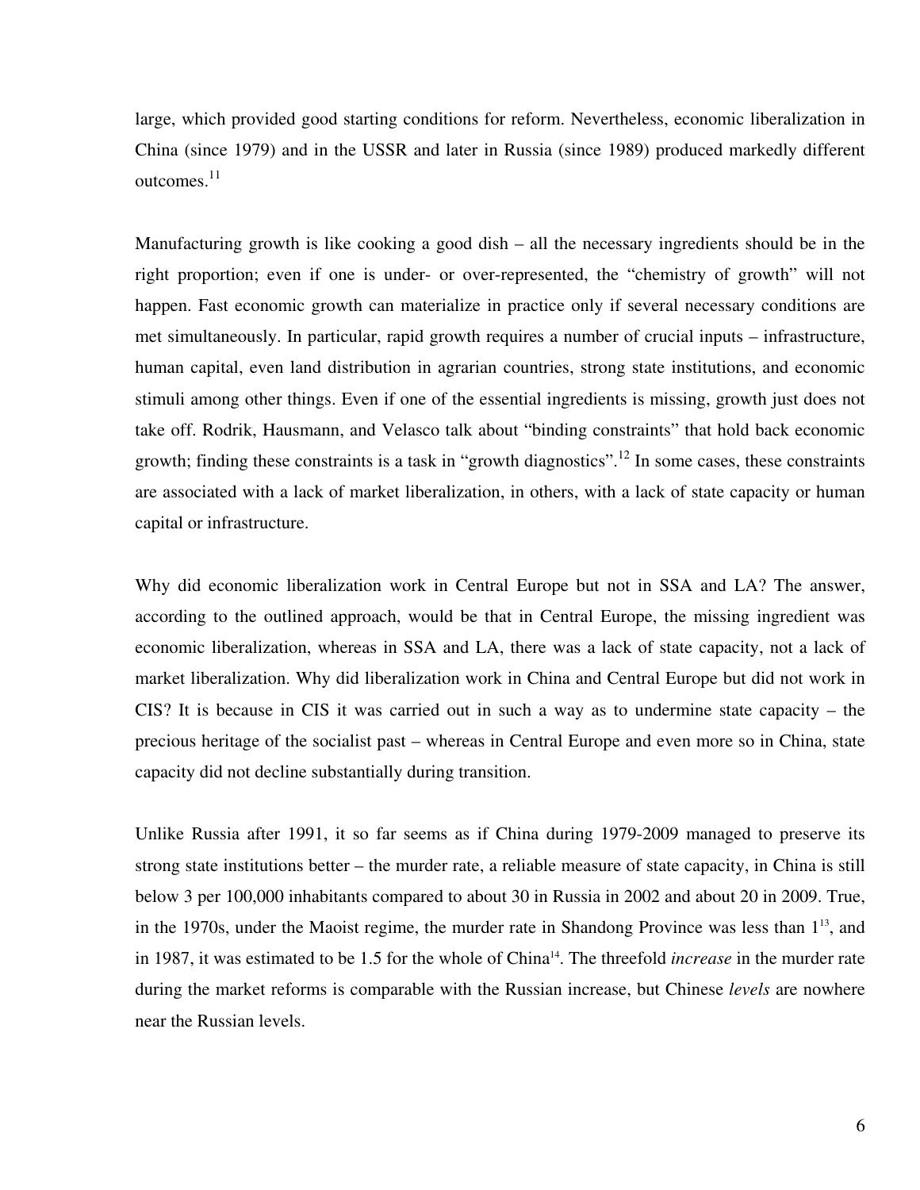large, which provided good starting conditions for reform. Nevertheless, economic liberalization in China (since 1979) and in the USSR and later in Russia (since 1989) produced markedly different outcomes.[11]

Manufacturing growth is like cooking a good dish – all the necessary ingredients should be in the right proportion; even if one is under- or over-represented, the "chemistry of growth" will not happen. Fast economic growth can materialize in practice only if several necessary conditions are met simultaneously. In particular, rapid growth requires a number of crucial inputs – infrastructure, human capital, even land distribution in agrarian countries, strong state institutions, and economic stimuli among other things. Even if one of the essential ingredients is missing, growth just does not take off. Rodrik, Hausmann, and Velasco talk about "binding constraints" that hold back economic growth; finding these constraints is a task in "growth diagnostics".[12] In some cases, these constraints are associated with a lack of market liberalization, in others, with a lack of state capacity or human capital or infrastructure.

Why did economic liberalization work in Central Europe but not in SSA and LA? The answer, according to the outlined approach, would be that in Central Europe, the missing ingredient was economic liberalization, whereas in SSA and LA, there was a lack of state capacity, not a lack of market liberalization. Why did liberalization work in China and Central Europe but did not work in CIS? It is because in CIS it was carried out in such a way as to undermine state capacity – the precious heritage of the socialist past – whereas in Central Europe and even more so in China, state capacity did not decline substantially during transition.

Unlike Russia after 1991, it so far seems as if China during 1979-2009 managed to preserve its strong state institutions better – the murder rate, a reliable measure of state capacity, in China is still below 3 per 100,000 inhabitants compared to about 30 in Russia in 2002 and about 20 in 2009. True, in the 1970s, under the Maoist regime, the murder rate in Shandong Province was less than 1[13], and in 1987, it was estimated to be 1.5 for the whole of China[14]. The threefold *increase* in the murder rate during the market reforms is comparable with the Russian increase, but Chinese *levels* are nowhere near the Russian levels.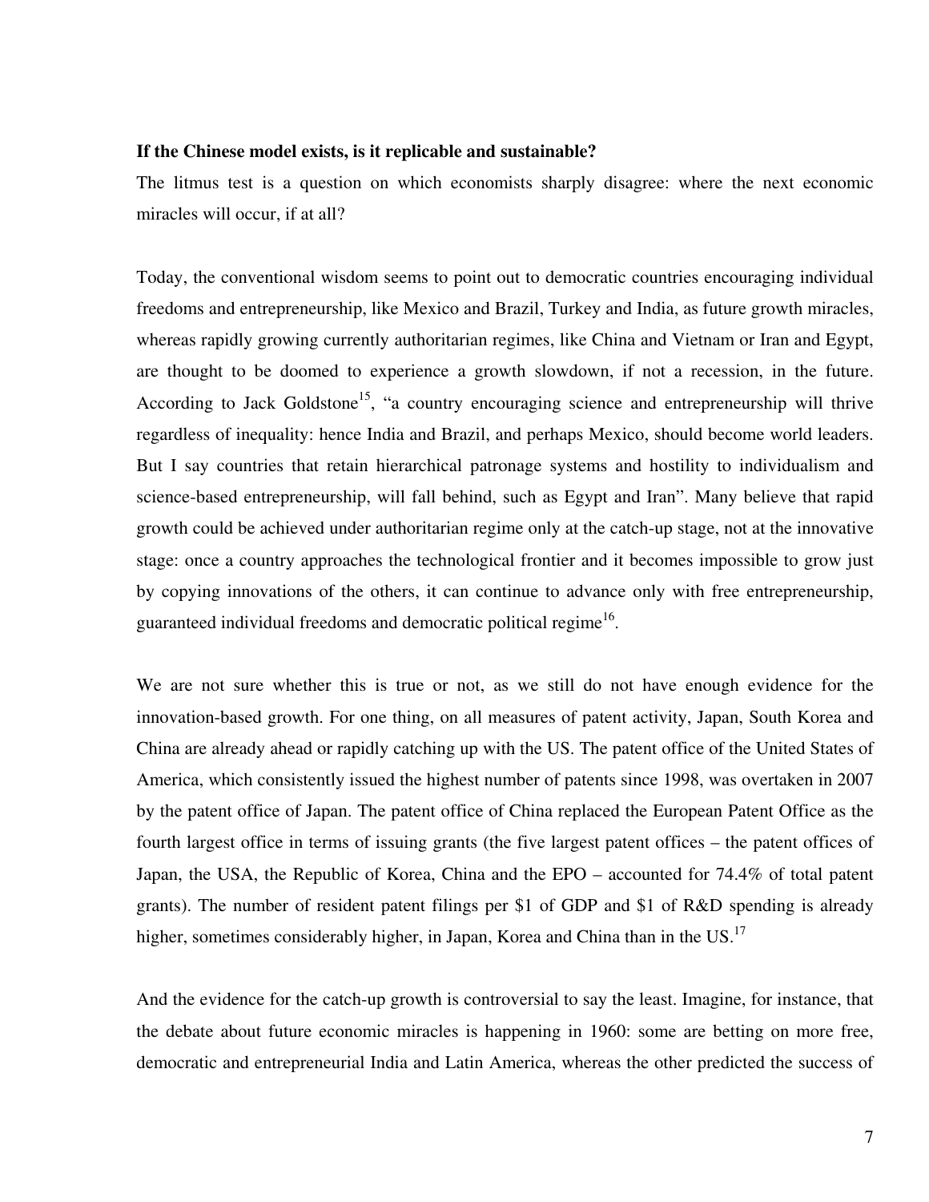**If the Chinese model exists, is it replicable and sustainable?**

The litmus test is a question on which economists sharply disagree: where the next economic miracles will occur, if at all?

Today, the conventional wisdom seems to point out to democratic countries encouraging individual freedoms and entrepreneurship, like Mexico and Brazil, Turkey and India, as future growth miracles, whereas rapidly growing currently authoritarian regimes, like China and Vietnam or Iran and Egypt, are thought to be doomed to experience a growth slowdown, if not a recession, in the future. According to Jack Goldstone[15], "a country encouraging science and entrepreneurship will thrive regardless of inequality: hence India and Brazil, and perhaps Mexico, should become world leaders. But I say countries that retain hierarchical patronage systems and hostility to individualism and science-based entrepreneurship, will fall behind, such as Egypt and Iran". Many believe that rapid growth could be achieved under authoritarian regime only at the catch-up stage, not at the innovative stage: once a country approaches the technological frontier and it becomes impossible to grow just by copying innovations of the others, it can continue to advance only with free entrepreneurship, guaranteed individual freedoms and democratic political regime[16].

We are not sure whether this is true or not, as we still do not have enough evidence for the innovation-based growth. For one thing, on all measures of patent activity, Japan, South Korea and China are already ahead or rapidly catching up with the US. The patent office of the United States of America, which consistently issued the highest number of patents since 1998, was overtaken in 2007 by the patent office of Japan. The patent office of China replaced the European Patent Office as the fourth largest office in terms of issuing grants (the five largest patent offices – the patent offices of Japan, the USA, the Republic of Korea, China and the EPO – accounted for 74.4% of total patent grants). The number of resident patent filings per $1 of GDP and $1 of R&D spending is already higher, sometimes considerably higher, in Japan, Korea and China than in the US.[17]

And the evidence for the catch-up growth is controversial to say the least. Imagine, for instance, that the debate about future economic miracles is happening in 1960: some are betting on more free, democratic and entrepreneurial India and Latin America, whereas the other predicted the success of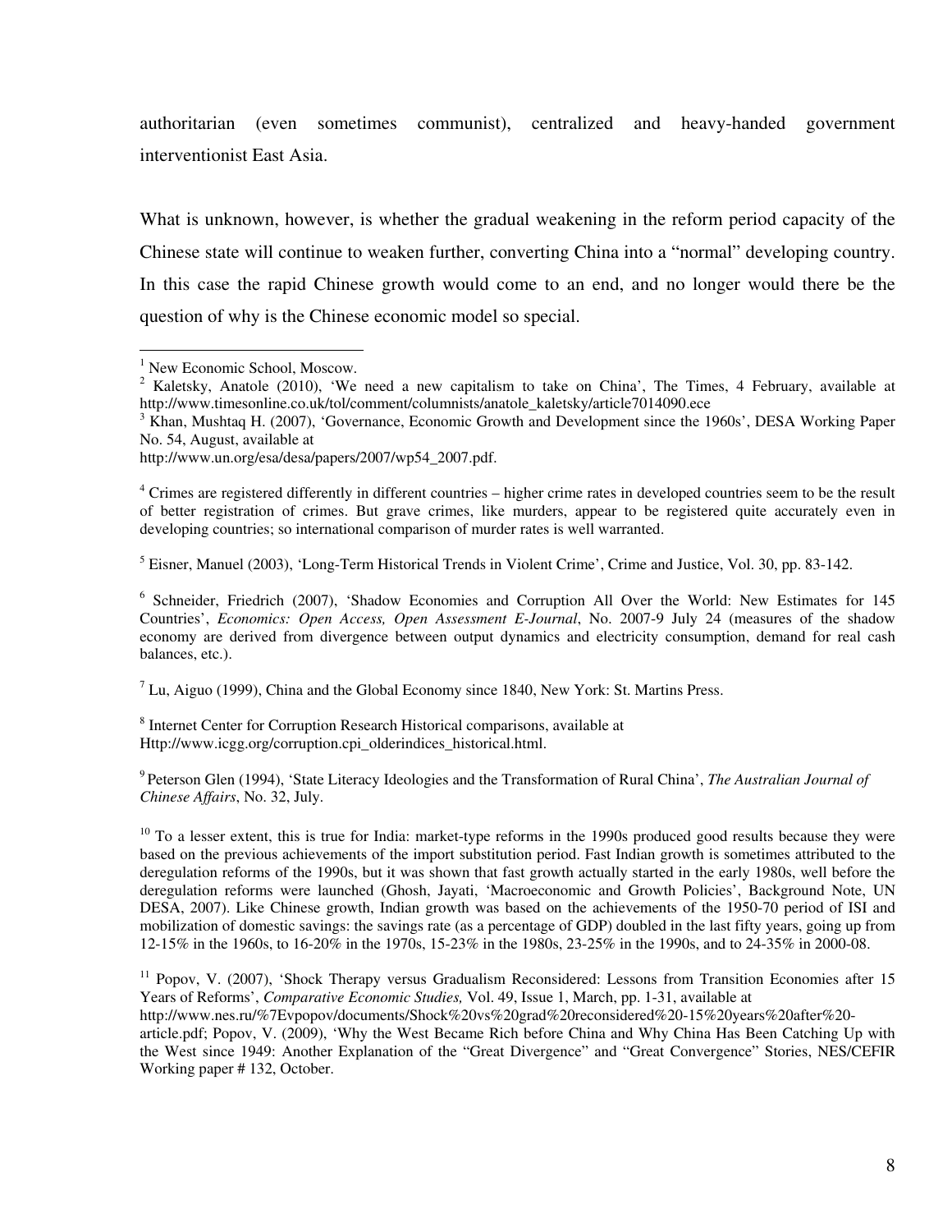authoritarian (even sometimes communist), centralized and heavy-handed government interventionist East Asia.

What is unknown, however, is whether the gradual weakening in the reform period capacity of the Chinese state will continue to weaken further, converting China into a "normal" developing country. In this case the rapid Chinese growth would come to an end, and no longer would there be the question of why is the Chinese economic model so special.

---

[1] New Economic School, Moscow.

[2] Kaletsky, Anatole (2010), 'We need a new capitalism to take on China', The Times, 4 February, available at http://www.timesonline.co.uk/tol/comment/columnists/anatole_kaletsky/article7014090.ece

[3] Khan, Mushtaq H. (2007), 'Governance, Economic Growth and Development since the 1960s', DESA Working Paper No. 54, August, available at http://www.un.org/esa/desa/papers/2007/wp54_2007.pdf.

[4] Crimes are registered differently in different countries – higher crime rates in developed countries seem to be the result of better registration of crimes. But grave crimes, like murders, appear to be registered quite accurately even in developing countries; so international comparison of murder rates is well warranted.

[5] Eisner, Manuel (2003), 'Long-Term Historical Trends in Violent Crime', Crime and Justice, Vol. 30, pp. 83-142.

[6] Schneider, Friedrich (2007), 'Shadow Economies and Corruption All Over the World: New Estimates for 145 Countries', *Economics: Open Access, Open Assessment E-Journal*, No. 2007-9 July 24 (measures of the shadow economy are derived from divergence between output dynamics and electricity consumption, demand for real cash balances, etc.).

[7] Lu, Aiguo (1999), China and the Global Economy since 1840, New York: St. Martins Press.

[8] Internet Center for Corruption Research Historical comparisons, available at Http://www.icgg.org/corruption.cpi_olderindices_historical.html.

[9] Peterson Glen (1994), 'State Literacy Ideologies and the Transformation of Rural China', *The Australian Journal of Chinese Affairs*, No. 32, July.

[10] To a lesser extent, this is true for India: market-type reforms in the 1990s produced good results because they were based on the previous achievements of the import substitution period. Fast Indian growth is sometimes attributed to the deregulation reforms of the 1990s, but it was shown that fast growth actually started in the early 1980s, well before the deregulation reforms were launched (Ghosh, Jayati, 'Macroeconomic and Growth Policies', Background Note, UN DESA, 2007). Like Chinese growth, Indian growth was based on the achievements of the 1950-70 period of ISI and mobilization of domestic savings: the savings rate (as a percentage of GDP) doubled in the last fifty years, going up from 12-15% in the 1960s, to 16-20% in the 1970s, 15-23% in the 1980s, 23-25% in the 1990s, and to 24-35% in 2000-08.

[11] Popov, V. (2007), 'Shock Therapy versus Gradualism Reconsidered: Lessons from Transition Economies after 15 Years of Reforms', *Comparative Economic Studies,* Vol. 49, Issue 1, March, pp. 1-31, available at http://www.nes.ru/%7Evpopov/documents/Shock%20vs%20grad%20reconsidered%20-15%20years%20after%20-article.pdf; Popov, V. (2009), 'Why the West Became Rich before China and Why China Has Been Catching Up with the West since 1949: Another Explanation of the "Great Divergence" and "Great Convergence" Stories, NES/CEFIR Working paper # 132, October.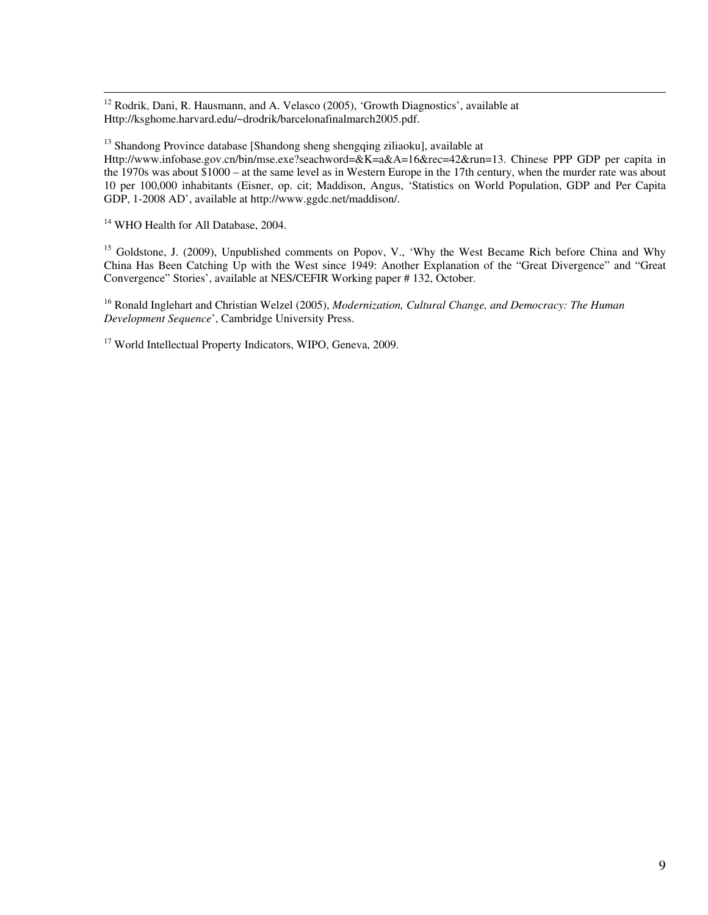[12] Rodrik, Dani, R. Hausmann, and A. Velasco (2005), 'Growth Diagnostics', available at Http://ksghome.harvard.edu/~drodrik/barcelonafinalmarch2005.pdf.

[13] Shandong Province database [Shandong sheng shengqing ziliaoku], available at Http://www.infobase.gov.cn/bin/mse.exe?seachword=&K=a&A=16&rec=42&run=13. Chinese PPP GDP per capita in the 1970s was about $1000 – at the same level as in Western Europe in the 17th century, when the murder rate was about 10 per 100,000 inhabitants (Eisner, op. cit; Maddison, Angus, 'Statistics on World Population, GDP and Per Capita GDP, 1-2008 AD', available at http://www.ggdc.net/maddison/.

[14] WHO Health for All Database, 2004.

[15] Goldstone, J. (2009), Unpublished comments on Popov, V., 'Why the West Became Rich before China and Why China Has Been Catching Up with the West since 1949: Another Explanation of the "Great Divergence" and "Great Convergence" Stories', available at NES/CEFIR Working paper # 132, October.

[16] Ronald Inglehart and Christian Welzel (2005), *Modernization, Cultural Change, and Democracy: The Human Development Sequence*', Cambridge University Press.

[17] World Intellectual Property Indicators, WIPO, Geneva, 2009.